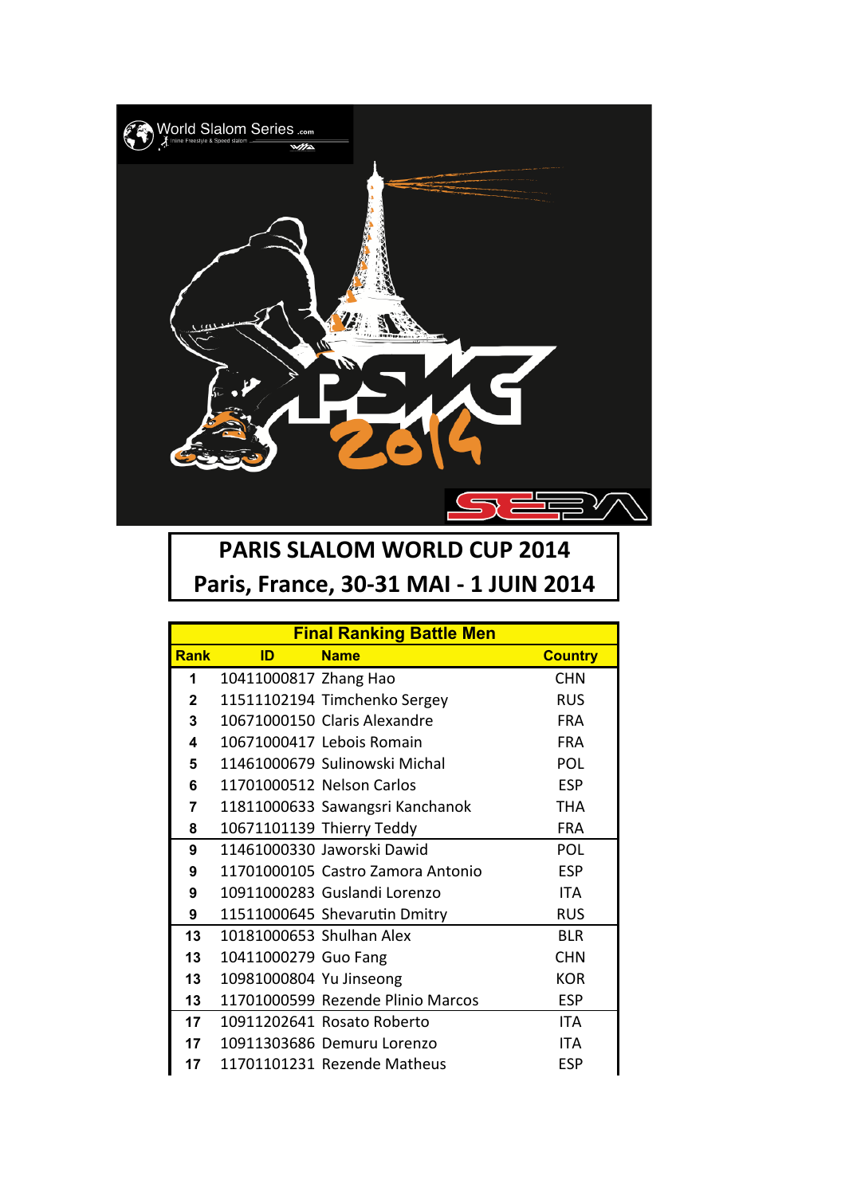# PARIS SLALOM WORLD CUP 2014

## Paris, France, 30-31 MAI - 1 JUIN 2014

| Final Ranking Battle Men | | | |
|---|---|---|---|
| **Rank** | **ID** | **Name** | **Country** |
| 1 | 10411000817 | Zhang Hao | CHN |
| 2 | 11511102194 | Timchenko Sergey | RUS |
| 3 | 10671000150 | Claris Alexandre | FRA |
| 4 | 10671000417 | Lebois Romain | FRA |
| 5 | 11461000679 | Sulinowski Michal | POL |
| 6 | 11701000512 | Nelson Carlos | ESP |
| 7 | 11811000633 | Sawangsri Kanchanok | THA |
| 8 | 10671101139 | Thierry Teddy | FRA |
| 9 | 11461000330 | Jaworski Dawid | POL |
| 9 | 11701000105 | Castro Zamora Antonio | ESP |
| 9 | 10911000283 | Guslandi Lorenzo | ITA |
| 9 | 11511000645 | Shevarutin Dmitry | RUS |
| 13 | 10181000653 | Shulhan Alex | BLR |
| 13 | 10411000279 | Guo Fang | CHN |
| 13 | 10981000804 | Yu Jinseong | KOR |
| 13 | 11701000599 | Rezende Plinio Marcos | ESP |
| 17 | 10911202641 | Rosato Roberto | ITA |
| 17 | 10911303686 | Demuru Lorenzo | ITA |
| 17 | 11701101231 | Rezende Matheus | ESP |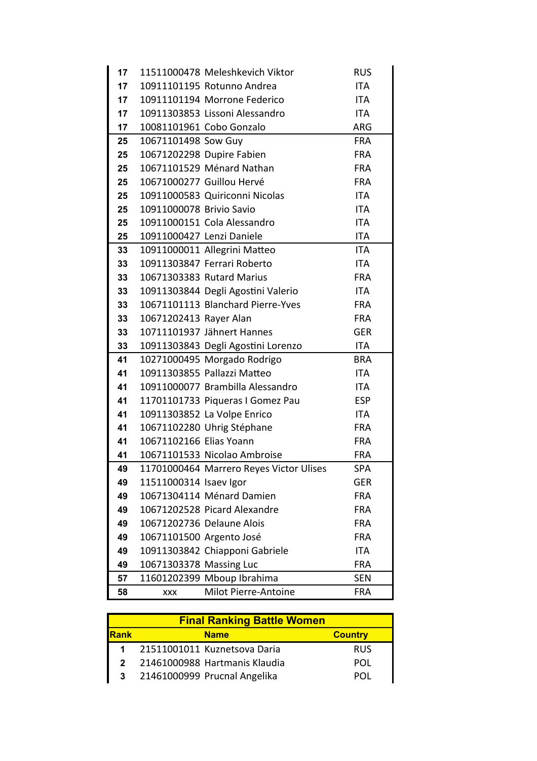| | | | |
|---|---|---|---|
| 17 | 11511000478 | Meleshkevich Viktor | RUS |
| 17 | 10911101195 | Rotunno Andrea | ITA |
| 17 | 10911101194 | Morrone Federico | ITA |
| 17 | 10911303853 | Lissoni Alessandro | ITA |
| 17 | 10081101961 | Cobo Gonzalo | ARG |
| 25 | 10671101498 | Sow Guy | FRA |
| 25 | 10671202298 | Dupire Fabien | FRA |
| 25 | 10671101529 | Ménard Nathan | FRA |
| 25 | 10671000277 | Guillou Hervé | FRA |
| 25 | 10911000583 | Quiriconni Nicolas | ITA |
| 25 | 10911000078 | Brivio Savio | ITA |
| 25 | 10911000151 | Cola Alessandro | ITA |
| 25 | 10911000427 | Lenzi Daniele | ITA |
| 33 | 10911000011 | Allegrini Matteo | ITA |
| 33 | 10911303847 | Ferrari Roberto | ITA |
| 33 | 10671303383 | Rutard Marius | FRA |
| 33 | 10911303844 | Degli Agostini Valerio | ITA |
| 33 | 10671101113 | Blanchard Pierre-Yves | FRA |
| 33 | 10671202413 | Rayer Alan | FRA |
| 33 | 10711101937 | Jähnert Hannes | GER |
| 33 | 10911303843 | Degli Agostini Lorenzo | ITA |
| 41 | 10271000495 | Morgado Rodrigo | BRA |
| 41 | 10911303855 | Pallazzi Matteo | ITA |
| 41 | 10911000077 | Brambilla Alessandro | ITA |
| 41 | 11701101733 | Piqueras I Gomez Pau | ESP |
| 41 | 10911303852 | La Volpe Enrico | ITA |
| 41 | 10671102280 | Uhrig Stéphane | FRA |
| 41 | 10671102166 | Elias Yoann | FRA |
| 41 | 10671101533 | Nicolao Ambroise | FRA |
| 49 | 11701000464 | Marrero Reyes Victor Ulises | SPA |
| 49 | 11511000314 | Isaev Igor | GER |
| 49 | 10671304114 | Ménard Damien | FRA |
| 49 | 10671202528 | Picard Alexandre | FRA |
| 49 | 10671202736 | Delaune Alois | FRA |
| 49 | 10671101500 | Argento José | FRA |
| 49 | 10911303842 | Chiapponi Gabriele | ITA |
| 49 | 10671303378 | Massing Luc | FRA |
| 57 | 11601202399 | Mboup Ibrahima | SEN |
| 58 | xxx | Milot Pierre-Antoine | FRA |

**Final Ranking Battle Women**

| Rank | | Name | Country |
|---|---|---|---|
| 1 | 21511001011 | Kuznetsova Daria | RUS |
| 2 | 21461000988 | Hartmanis Klaudia | POL |
| 3 | 21461000999 | Prucnal Angelika | POL |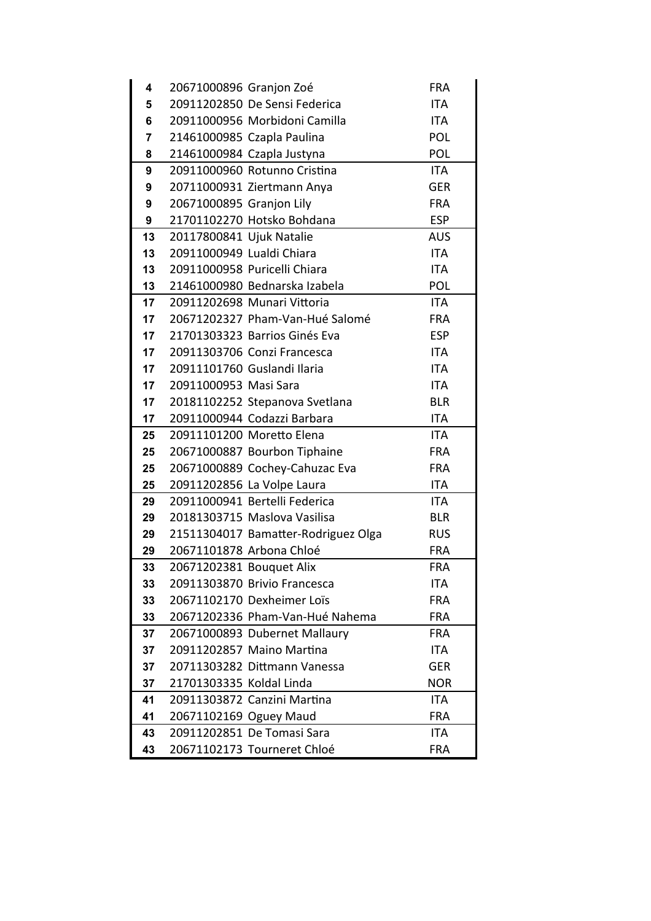| | | | |
|---|---|---|---|
| 4 | 20671000896 | Granjon Zoé | FRA |
| 5 | 20911202850 | De Sensi Federica | ITA |
| 6 | 20911000956 | Morbidoni Camilla | ITA |
| 7 | 21461000985 | Czapla Paulina | POL |
| 8 | 21461000984 | Czapla Justyna | POL |
| 9 | 20911000960 | Rotunno Cristina | ITA |
| 9 | 20711000931 | Ziertmann Anya | GER |
| 9 | 20671000895 | Granjon Lily | FRA |
| 9 | 21701102270 | Hotsko Bohdana | ESP |
| 13 | 20117800841 | Ujuk Natalie | AUS |
| 13 | 20911000949 | Lualdi Chiara | ITA |
| 13 | 20911000958 | Puricelli Chiara | ITA |
| 13 | 21461000980 | Bednarska Izabela | POL |
| 17 | 20911202698 | Munari Vittoria | ITA |
| 17 | 20671202327 | Pham-Van-Hué Salomé | FRA |
| 17 | 21701303323 | Barrios Ginés Eva | ESP |
| 17 | 20911303706 | Conzi Francesca | ITA |
| 17 | 20911101760 | Guslandi Ilaria | ITA |
| 17 | 20911000953 | Masi Sara | ITA |
| 17 | 20181102252 | Stepanova Svetlana | BLR |
| 17 | 20911000944 | Codazzi Barbara | ITA |
| 25 | 20911101200 | Moretto Elena | ITA |
| 25 | 20671000887 | Bourbon Tiphaine | FRA |
| 25 | 20671000889 | Cochey-Cahuzac Eva | FRA |
| 25 | 20911202856 | La Volpe Laura | ITA |
| 29 | 20911000941 | Bertelli Federica | ITA |
| 29 | 20181303715 | Maslova Vasilisa | BLR |
| 29 | 21511304017 | Bamatter-Rodriguez Olga | RUS |
| 29 | 20671101878 | Arbona Chloé | FRA |
| 33 | 20671202381 | Bouquet Alix | FRA |
| 33 | 20911303870 | Brivio Francesca | ITA |
| 33 | 20671102170 | Dexheimer Loïs | FRA |
| 33 | 20671202336 | Pham-Van-Hué Nahema | FRA |
| 37 | 20671000893 | Dubernet Mallaury | FRA |
| 37 | 20911202857 | Maino Martina | ITA |
| 37 | 20711303282 | Dittmann Vanessa | GER |
| 37 | 21701303335 | Koldal Linda | NOR |
| 41 | 20911303872 | Canzini Martina | ITA |
| 41 | 20671102169 | Oguey Maud | FRA |
| 43 | 20911202851 | De Tomasi Sara | ITA |
| 43 | 20671102173 | Tourneret Chloé | FRA |